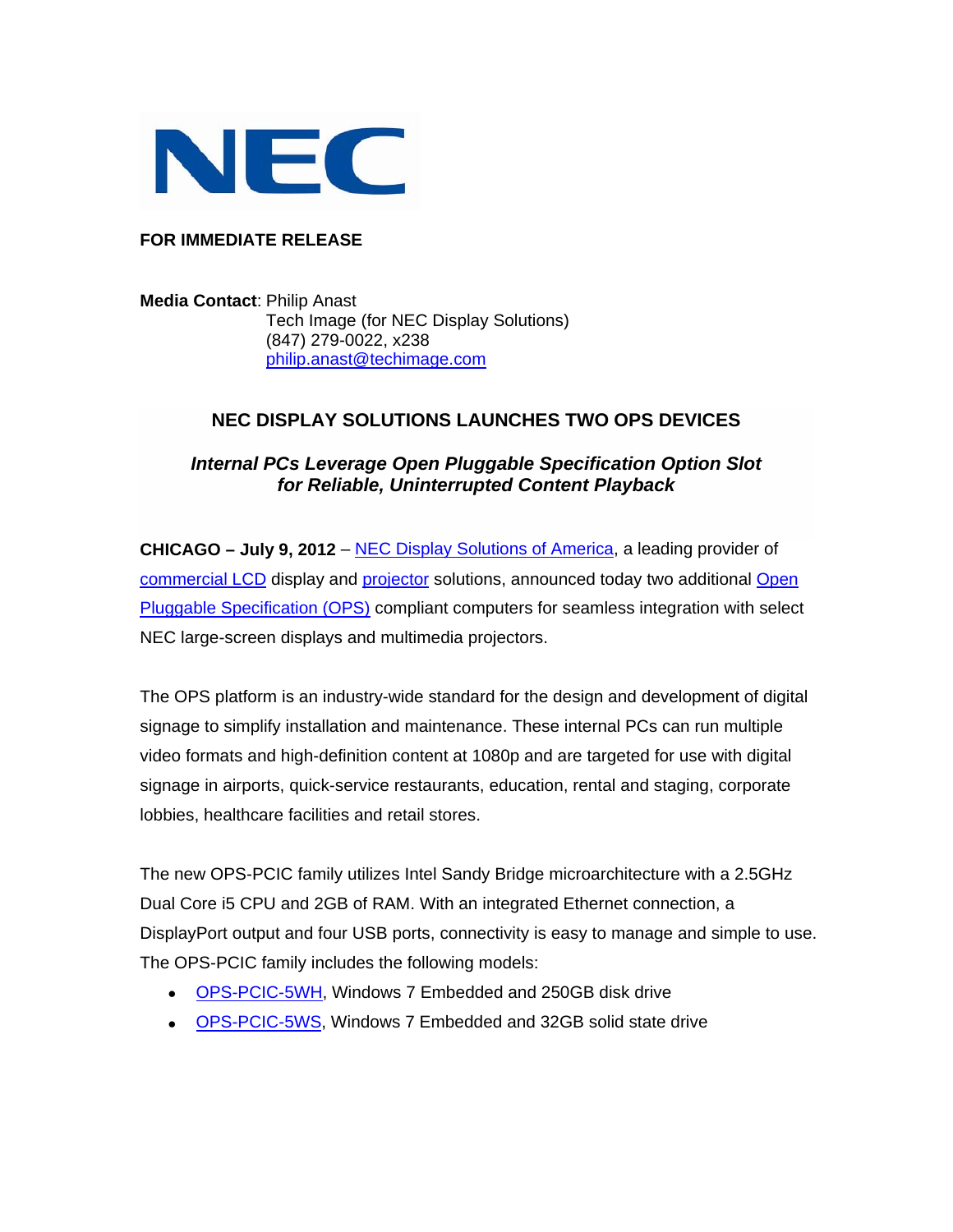NEC

**FOR IMMEDIATE RELEASE**

**Media Contact**: Philip Anast
Tech Image (for NEC Display Solutions)
(847) 279-0022, x238
philip.anast@techimage.com

## NEC DISPLAY SOLUTIONS LAUNCHES TWO OPS DEVICES

### *Internal PCs Leverage Open Pluggable Specification Option Slot for Reliable, Uninterrupted Content Playback*

**CHICAGO – July 9, 2012** – NEC Display Solutions of America, a leading provider of commercial LCD display and projector solutions, announced today two additional Open Pluggable Specification (OPS) compliant computers for seamless integration with select NEC large-screen displays and multimedia projectors.

The OPS platform is an industry-wide standard for the design and development of digital signage to simplify installation and maintenance. These internal PCs can run multiple video formats and high-definition content at 1080p and are targeted for use with digital signage in airports, quick-service restaurants, education, rental and staging, corporate lobbies, healthcare facilities and retail stores.

The new OPS-PCIC family utilizes Intel Sandy Bridge microarchitecture with a 2.5GHz Dual Core i5 CPU and 2GB of RAM. With an integrated Ethernet connection, a DisplayPort output and four USB ports, connectivity is easy to manage and simple to use. The OPS-PCIC family includes the following models:

- OPS-PCIC-5WH, Windows 7 Embedded and 250GB disk drive
- OPS-PCIC-5WS, Windows 7 Embedded and 32GB solid state drive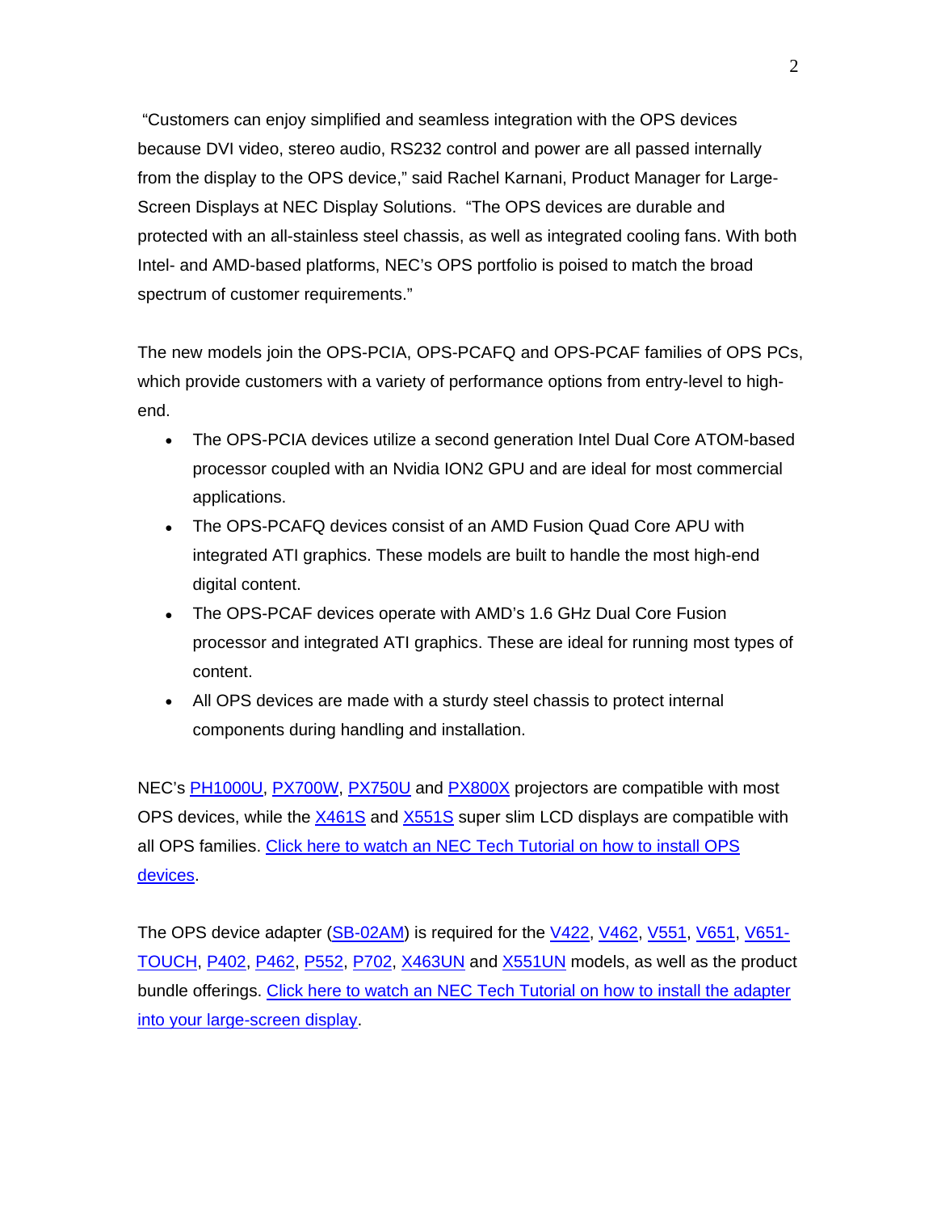"Customers can enjoy simplified and seamless integration with the OPS devices because DVI video, stereo audio, RS232 control and power are all passed internally from the display to the OPS device," said Rachel Karnani, Product Manager for Large-Screen Displays at NEC Display Solutions. "The OPS devices are durable and protected with an all-stainless steel chassis, as well as integrated cooling fans. With both Intel- and AMD-based platforms, NEC's OPS portfolio is poised to match the broad spectrum of customer requirements."

The new models join the OPS-PCIA, OPS-PCAFQ and OPS-PCAF families of OPS PCs, which provide customers with a variety of performance options from entry-level to high-end.

- The OPS-PCIA devices utilize a second generation Intel Dual Core ATOM-based processor coupled with an Nvidia ION2 GPU and are ideal for most commercial applications.
- The OPS-PCAFQ devices consist of an AMD Fusion Quad Core APU with integrated ATI graphics. These models are built to handle the most high-end digital content.
- The OPS-PCAF devices operate with AMD's 1.6 GHz Dual Core Fusion processor and integrated ATI graphics. These are ideal for running most types of content.
- All OPS devices are made with a sturdy steel chassis to protect internal components during handling and installation.

NEC's PH1000U, PX700W, PX750U and PX800X projectors are compatible with most OPS devices, while the X461S and X551S super slim LCD displays are compatible with all OPS families. Click here to watch an NEC Tech Tutorial on how to install OPS devices.

The OPS device adapter (SB-02AM) is required for the V422, V462, V551, V651, V651-TOUCH, P402, P462, P552, P702, X463UN and X551UN models, as well as the product bundle offerings. Click here to watch an NEC Tech Tutorial on how to install the adapter into your large-screen display.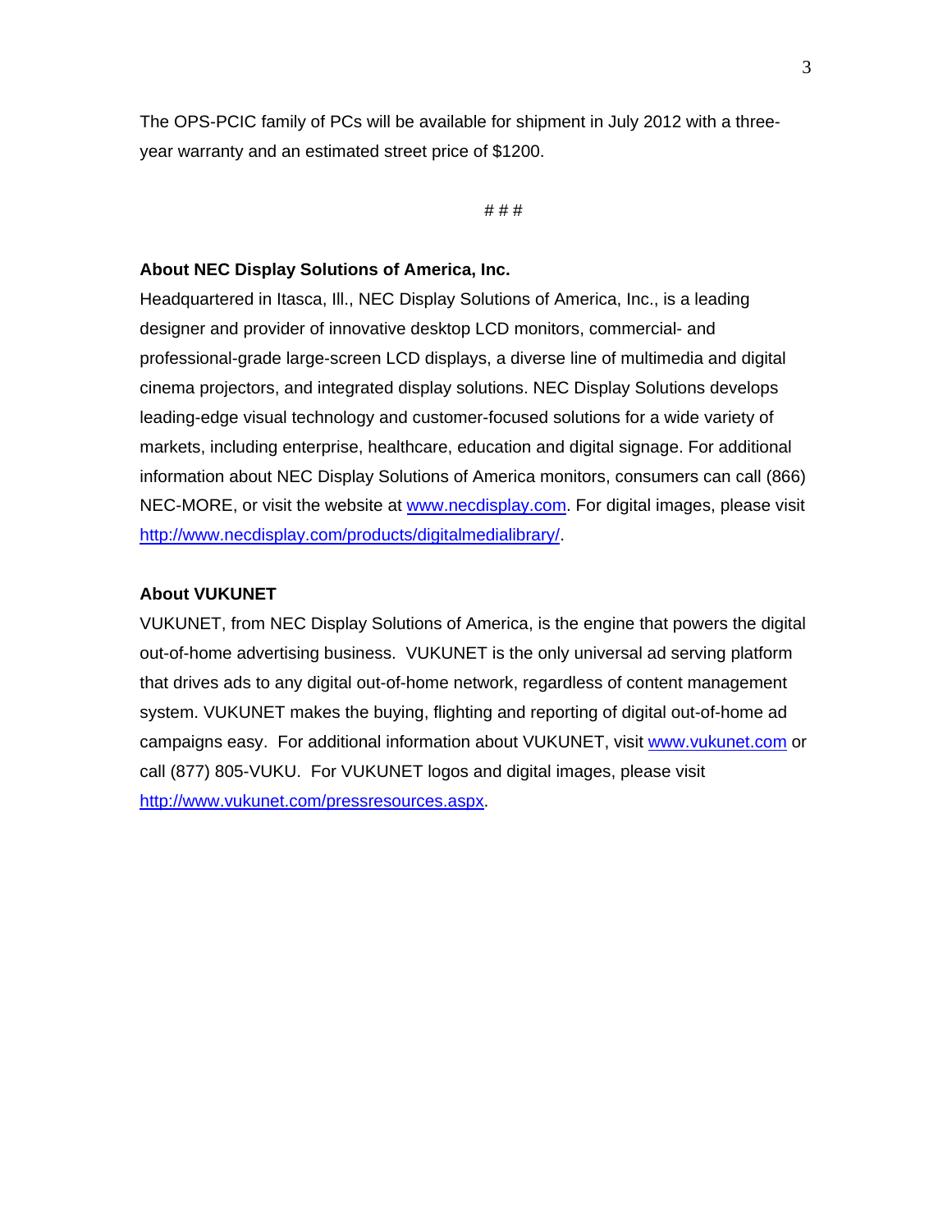The OPS-PCIC family of PCs will be available for shipment in July 2012 with a three-year warranty and an estimated street price of $1200.

# # #

**About NEC Display Solutions of America, Inc.**

Headquartered in Itasca, Ill., NEC Display Solutions of America, Inc., is a leading designer and provider of innovative desktop LCD monitors, commercial- and professional-grade large-screen LCD displays, a diverse line of multimedia and digital cinema projectors, and integrated display solutions. NEC Display Solutions develops leading-edge visual technology and customer-focused solutions for a wide variety of markets, including enterprise, healthcare, education and digital signage. For additional information about NEC Display Solutions of America monitors, consumers can call (866) NEC-MORE, or visit the website at [www.necdisplay.com](http://www.necdisplay.com). For digital images, please visit [http://www.necdisplay.com/products/digitalmedialibrary/](http://www.necdisplay.com/products/digitalmedialibrary/).

**About VUKUNET**

VUKUNET, from NEC Display Solutions of America, is the engine that powers the digital out-of-home advertising business. VUKUNET is the only universal ad serving platform that drives ads to any digital out-of-home network, regardless of content management system. VUKUNET makes the buying, flighting and reporting of digital out-of-home ad campaigns easy. For additional information about VUKUNET, visit [www.vukunet.com](http://www.vukunet.com) or call (877) 805-VUKU. For VUKUNET logos and digital images, please visit [http://www.vukunet.com/pressresources.aspx](http://www.vukunet.com/pressresources.aspx).